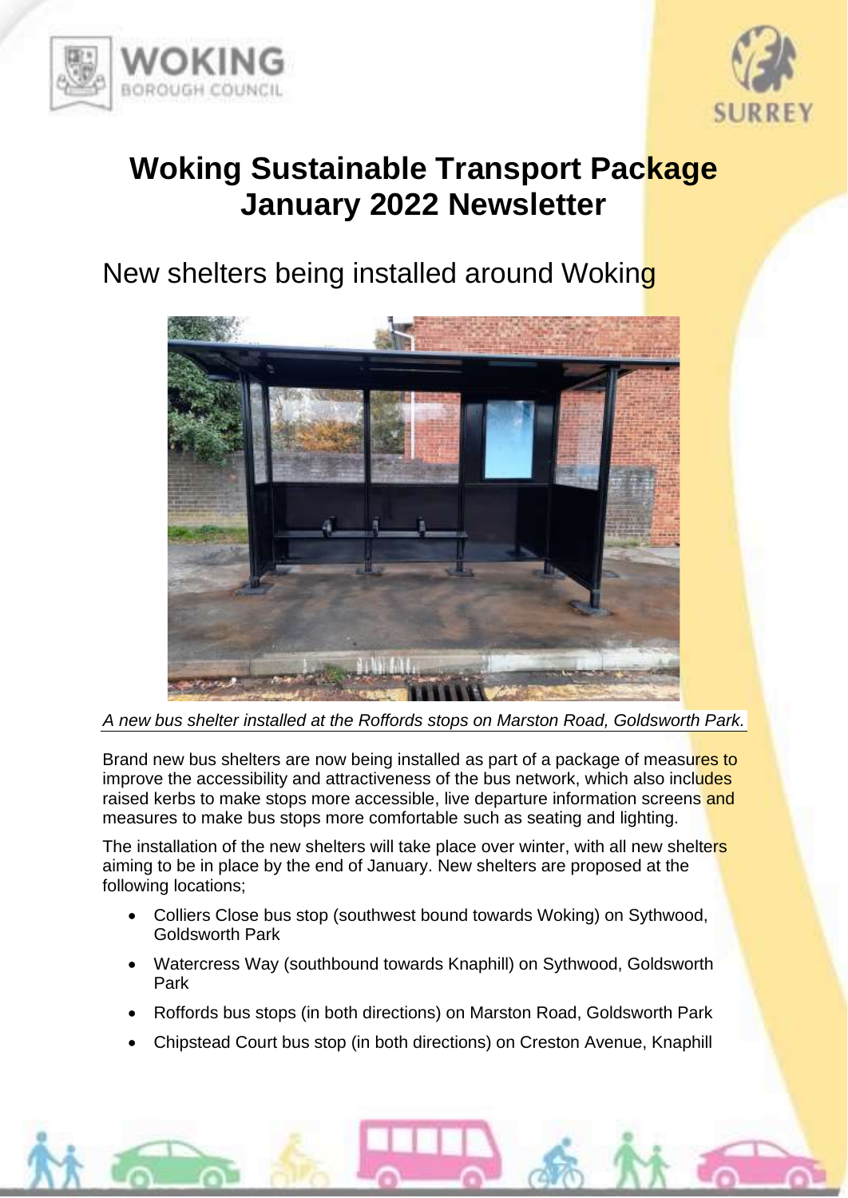# Woking Sustainable Transport Package January 2022 Newsletter

## New shelters being installed around Woking

*A new bus shelter installed at the Roffords stops on Marston Road, Goldsworth Park.*

Brand new bus shelters are now being installed as part of a package of measures to improve the accessibility and attractiveness of the bus network, which also includes raised kerbs to make stops more accessible, live departure information screens and measures to make bus stops more comfortable such as seating and lighting.

The installation of the new shelters will take place over winter, with all new shelters aiming to be in place by the end of January. New shelters are proposed at the following locations;

- Colliers Close bus stop (southwest bound towards Woking) on Sythwood, Goldsworth Park
- Watercress Way (southbound towards Knaphill) on Sythwood, Goldsworth Park
- Roffords bus stops (in both directions) on Marston Road, Goldsworth Park
- Chipstead Court bus stop (in both directions) on Creston Avenue, Knaphill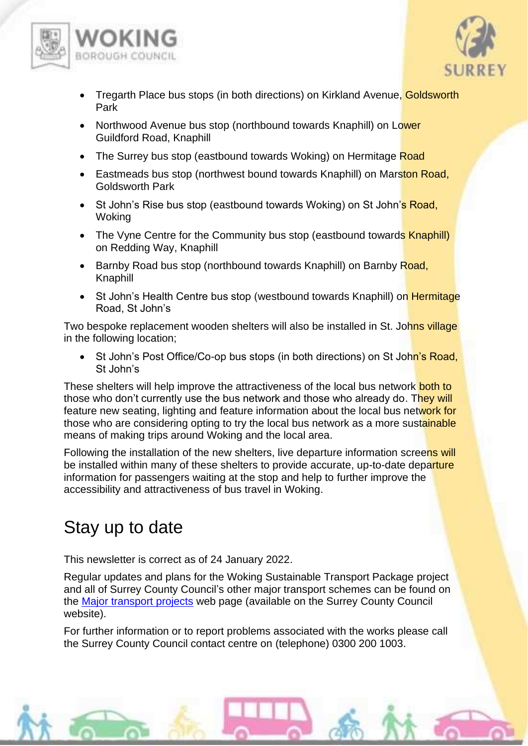- Tregarth Place bus stops (in both directions) on Kirkland Avenue, Goldsworth Park
- Northwood Avenue bus stop (northbound towards Knaphill) on Lower Guildford Road, Knaphill
- The Surrey bus stop (eastbound towards Woking) on Hermitage Road
- Eastmeads bus stop (northwest bound towards Knaphill) on Marston Road, Goldsworth Park
- St John's Rise bus stop (eastbound towards Woking) on St John's Road, Woking
- The Vyne Centre for the Community bus stop (eastbound towards Knaphill) on Redding Way, Knaphill
- Barnby Road bus stop (northbound towards Knaphill) on Barnby Road, Knaphill
- St John's Health Centre bus stop (westbound towards Knaphill) on Hermitage Road, St John's

Two bespoke replacement wooden shelters will also be installed in St. Johns village in the following location;

- St John's Post Office/Co-op bus stops (in both directions) on St John's Road, St John's

These shelters will help improve the attractiveness of the local bus network both to those who don't currently use the bus network and those who already do. They will feature new seating, lighting and feature information about the local bus network for those who are considering opting to try the local bus network as a more sustainable means of making trips around Woking and the local area.

Following the installation of the new shelters, live departure information screens will be installed within many of these shelters to provide accurate, up-to-date departure information for passengers waiting at the stop and help to further improve the accessibility and attractiveness of bus travel in Woking.

## Stay up to date

This newsletter is correct as of 24 January 2022.

Regular updates and plans for the Woking Sustainable Transport Package project and all of Surrey County Council's other major transport schemes can be found on the [Major transport projects] web page (available on the Surrey County Council website).

For further information or to report problems associated with the works please call the Surrey County Council contact centre on (telephone) 0300 200 1003.